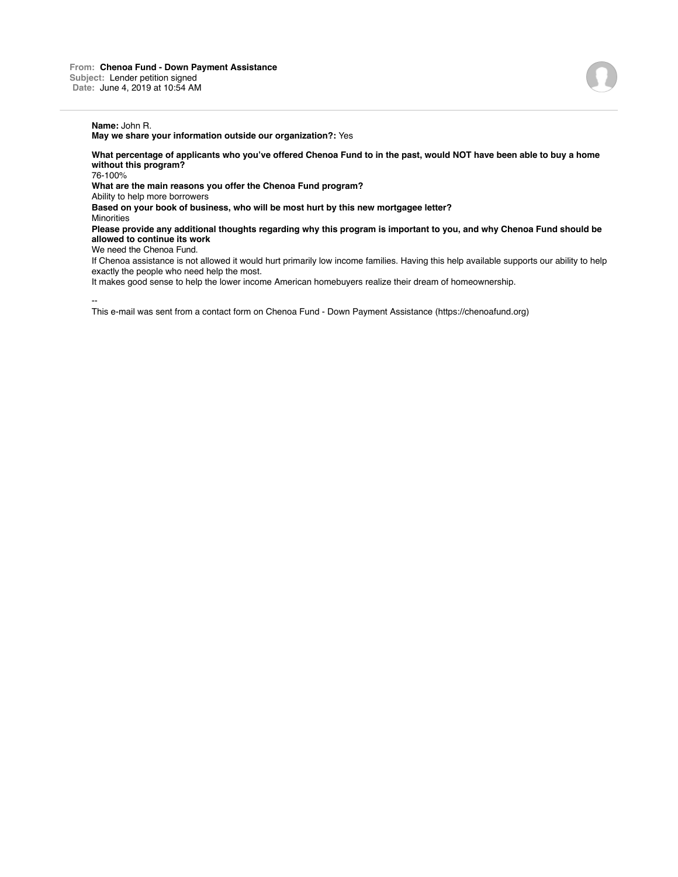**From:** Chenoa Fund - Down Payment Assistance
**Subject:** Lender petition signed
**Date:** June 4, 2019 at 10:54 AM

---

**Name:** John R.
**May we share your information outside our organization?:** Yes

**What percentage of applicants who you've offered Chenoa Fund to in the past, would NOT have been able to buy a home without this program?**
76-100%

**What are the main reasons you offer the Chenoa Fund program?**
Ability to help more borrowers

**Based on your book of business, who will be most hurt by this new mortgagee letter?**
Minorities

**Please provide any additional thoughts regarding why this program is important to you, and why Chenoa Fund should be allowed to continue its work**
We need the Chenoa Fund.
If Chenoa assistance is not allowed it would hurt primarily low income families. Having this help available supports our ability to help exactly the people who need help the most.
It makes good sense to help the lower income American homebuyers realize their dream of homeownership.

--
This e-mail was sent from a contact form on Chenoa Fund - Down Payment Assistance (https://chenoafund.org)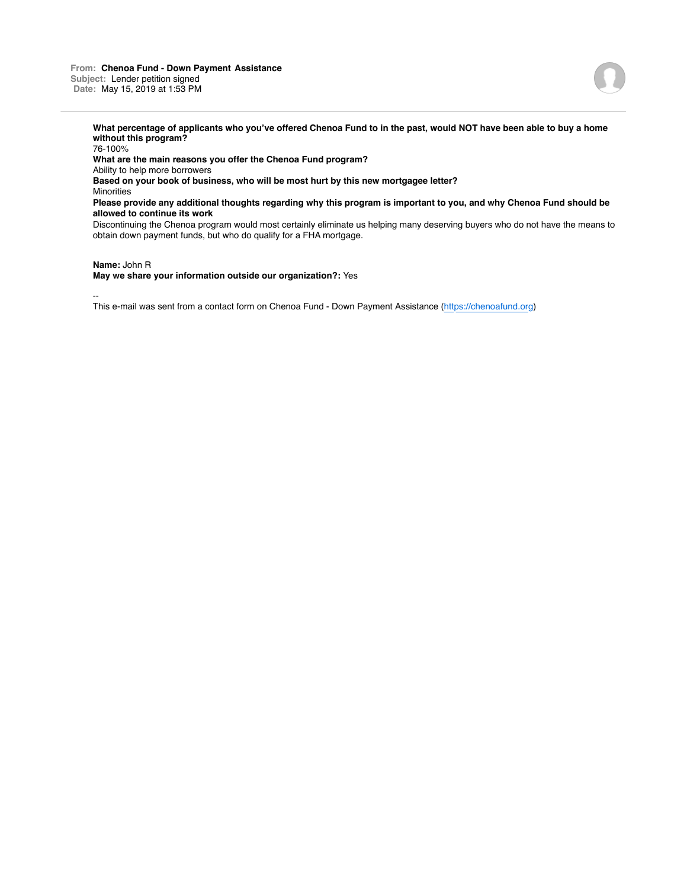**From:** Chenoa Fund - Down Payment Assistance
**Subject:** Lender petition signed
**Date:** May 15, 2019 at 1:53 PM

---

**What percentage of applicants who you've offered Chenoa Fund to in the past, would NOT have been able to buy a home without this program?**
76-100%
**What are the main reasons you offer the Chenoa Fund program?**
Ability to help more borrowers
**Based on your book of business, who will be most hurt by this new mortgagee letter?**
Minorities
**Please provide any additional thoughts regarding why this program is important to you, and why Chenoa Fund should be allowed to continue its work**
Discontinuing the Chenoa program would most certainly eliminate us helping many deserving buyers who do not have the means to obtain down payment funds, but who do qualify for a FHA mortgage.

**Name:** John R
**May we share your information outside our organization?:** Yes

--
This e-mail was sent from a contact form on Chenoa Fund - Down Payment Assistance (https://chenoafund.org)